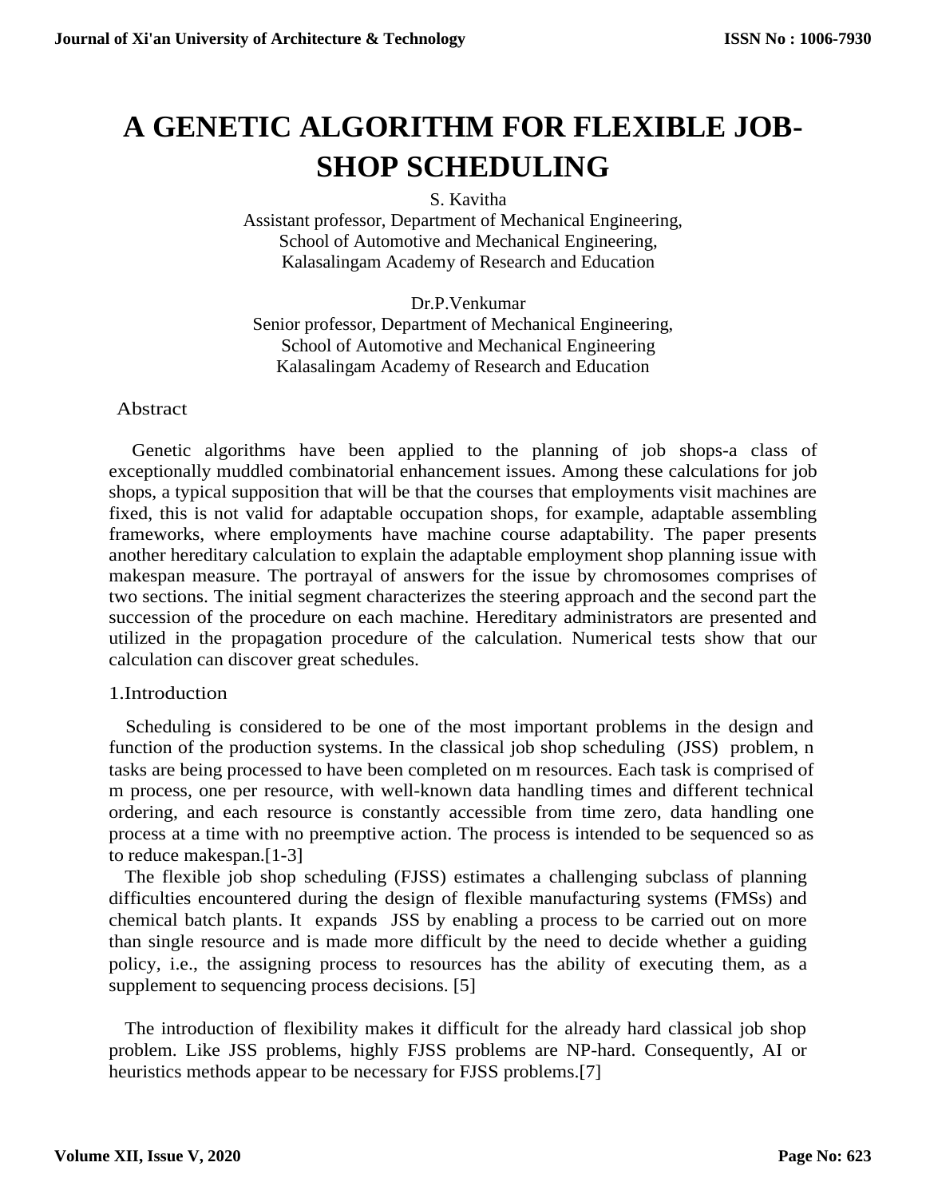# A GENETIC ALGORITHM FOR FLEXIBLE JOB-SHOP SCHEDULING

S. Kavitha
Assistant professor, Department of Mechanical Engineering,
School of Automotive and Mechanical Engineering,
Kalasalingam Academy of Research and Education

Dr.P.Venkumar
Senior professor, Department of Mechanical Engineering,
School of Automotive and Mechanical Engineering
Kalasalingam Academy of Research and Education

## Abstract

Genetic algorithms have been applied to the planning of job shops-a class of exceptionally muddled combinatorial enhancement issues. Among these calculations for job shops, a typical supposition that will be that the courses that employments visit machines are fixed, this is not valid for adaptable occupation shops, for example, adaptable assembling frameworks, where employments have machine course adaptability. The paper presents another hereditary calculation to explain the adaptable employment shop planning issue with makespan measure. The portrayal of answers for the issue by chromosomes comprises of two sections. The initial segment characterizes the steering approach and the second part the succession of the procedure on each machine. Hereditary administrators are presented and utilized in the propagation procedure of the calculation. Numerical tests show that our calculation can discover great schedules.

## 1.Introduction

Scheduling is considered to be one of the most important problems in the design and function of the production systems. In the classical job shop scheduling (JSS) problem, n tasks are being processed to have been completed on m resources. Each task is comprised of m process, one per resource, with well-known data handling times and different technical ordering, and each resource is constantly accessible from time zero, data handling one process at a time with no preemptive action. The process is intended to be sequenced so as to reduce makespan.[1-3]

The flexible job shop scheduling (FJSS) estimates a challenging subclass of planning difficulties encountered during the design of flexible manufacturing systems (FMSs) and chemical batch plants. It expands JSS by enabling a process to be carried out on more than single resource and is made more difficult by the need to decide whether a guiding policy, i.e., the assigning process to resources has the ability of executing them, as a supplement to sequencing process decisions. [5]

The introduction of flexibility makes it difficult for the already hard classical job shop problem. Like JSS problems, highly FJSS problems are NP-hard. Consequently, AI or heuristics methods appear to be necessary for FJSS problems.[7]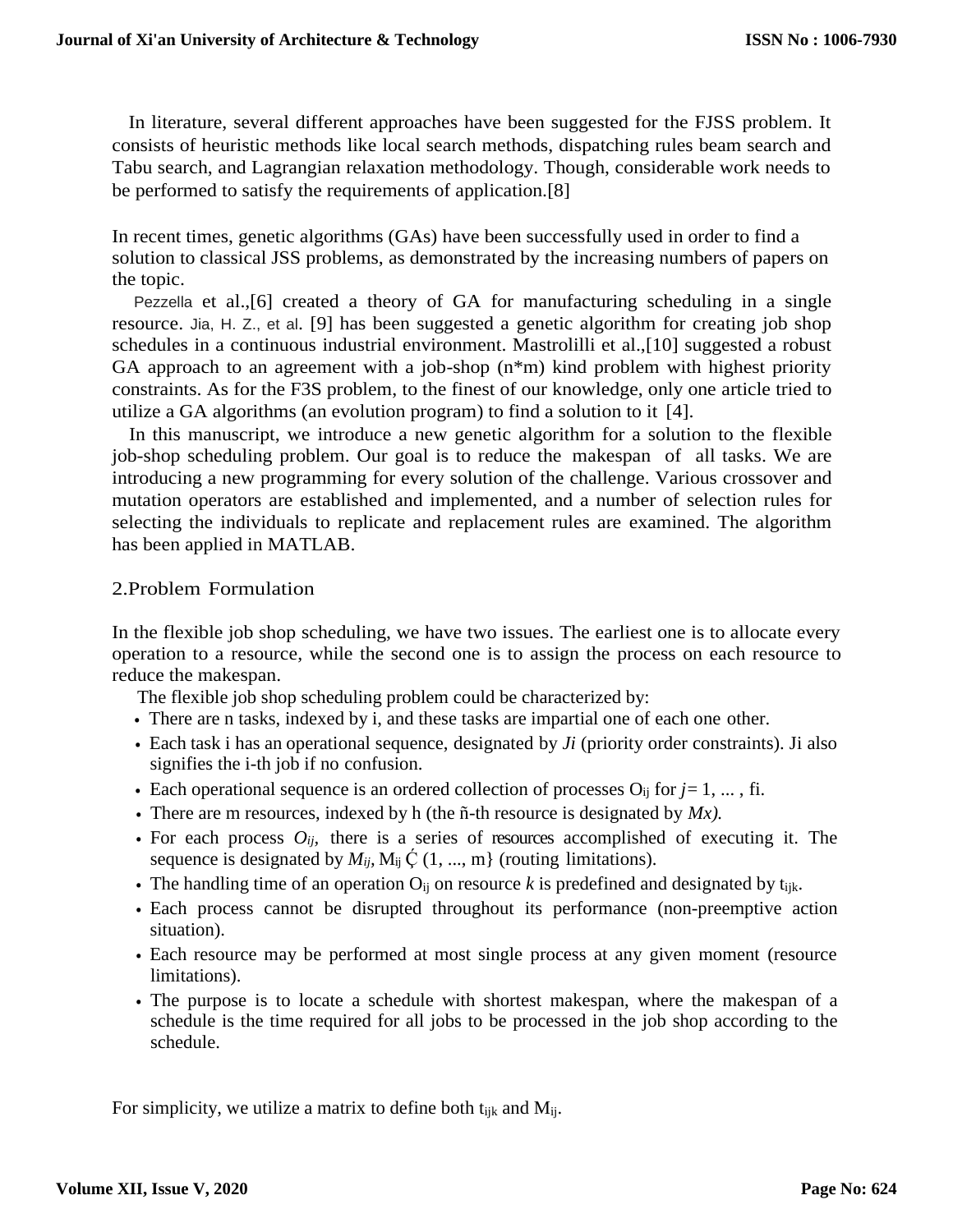In literature, several different approaches have been suggested for the FJSS problem. It consists of heuristic methods like local search methods, dispatching rules beam search and Tabu search, and Lagrangian relaxation methodology. Though, considerable work needs to be performed to satisfy the requirements of application.[8]

In recent times, genetic algorithms (GAs) have been successfully used in order to find a solution to classical JSS problems, as demonstrated by the increasing numbers of papers on the topic.

Pezzella et al.,[6] created a theory of GA for manufacturing scheduling in a single resource. Jia, H. Z., et al. [9] has been suggested a genetic algorithm for creating job shop schedules in a continuous industrial environment. Mastrolilli et al.,[10] suggested a robust GA approach to an agreement with a job-shop (n*m) kind problem with highest priority constraints. As for the F3S problem, to the finest of our knowledge, only one article tried to utilize a GA algorithms (an evolution program) to find a solution to it [4].

In this manuscript, we introduce a new genetic algorithm for a solution to the flexible job-shop scheduling problem. Our goal is to reduce the makespan of all tasks. We are introducing a new programming for every solution of the challenge. Various crossover and mutation operators are established and implemented, and a number of selection rules for selecting the individuals to replicate and replacement rules are examined. The algorithm has been applied in MATLAB.

## 2.Problem Formulation

In the flexible job shop scheduling, we have two issues. The earliest one is to allocate every operation to a resource, while the second one is to assign the process on each resource to reduce the makespan.

The flexible job shop scheduling problem could be characterized by:

- There are n tasks, indexed by i, and these tasks are impartial one of each one other.
- Each task i has an operational sequence, designated by *Ji* (priority order constraints). Ji also signifies the i-th job if no confusion.
- Each operational sequence is an ordered collection of processes $O_{ij}$ for $j = 1, \dots, fi$.
- There are m resources, indexed by h (the ñ-th resource is designated by *Mx).*
- For each process $O_{ij}$, there is a series of resources accomplished of executing it. The sequence is designated by $M_{ij}$, $M_{ij}$ Ḉ (1, ..., m} (routing limitations).
- The handling time of an operation $O_{ij}$ on resource *k* is predefined and designated by $t_{ijk}$.
- Each process cannot be disrupted throughout its performance (non-preemptive action situation).
- Each resource may be performed at most single process at any given moment (resource limitations).
- The purpose is to locate a schedule with shortest makespan, where the makespan of a schedule is the time required for all jobs to be processed in the job shop according to the schedule.

For simplicity, we utilize a matrix to define both $t_{ijk}$ and $M_{ij}$.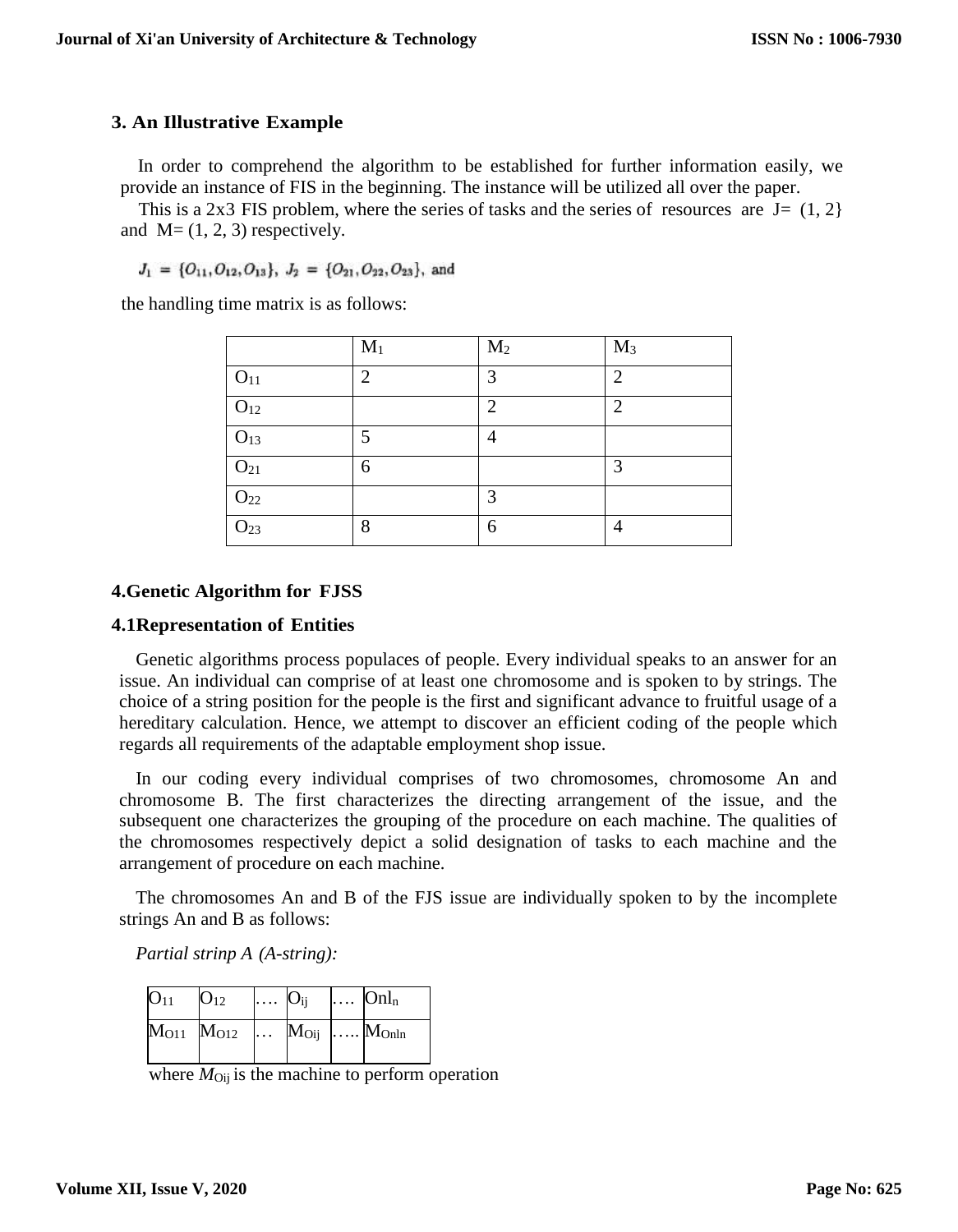## 3. An Illustrative Example

In order to comprehend the algorithm to be established for further information easily, we provide an instance of FIS in the beginning. The instance will be utilized all over the paper.

This is a 2x3 FIS problem, where the series of tasks and the series of resources are J= (1, 2} and M= (1, 2, 3) respectively.

$J_1 = \{O_{11}, O_{12}, O_{13}\}$, $J_2 = \{O_{21}, O_{22}, O_{23}\}$, and

the handling time matrix is as follows:

| | $M_1$ | $M_2$ | $M_3$ |
|---|---|---|---|
| $O_{11}$ | 2 | 3 | 2 |
| $O_{12}$ | | 2 | 2 |
| $O_{13}$ | 5 | 4 | |
| $O_{21}$ | 6 | | 3 |
| $O_{22}$ | | 3 | |
| $O_{23}$ | 8 | 6 | 4 |

## 4.Genetic Algorithm for FJSS

### 4.1Representation of Entities

Genetic algorithms process populaces of people. Every individual speaks to an answer for an issue. An individual can comprise of at least one chromosome and is spoken to by strings. The choice of a string position for the people is the first and significant advance to fruitful usage of a hereditary calculation. Hence, we attempt to discover an efficient coding of the people which regards all requirements of the adaptable employment shop issue.

In our coding every individual comprises of two chromosomes, chromosome An and chromosome B. The first characterizes the directing arrangement of the issue, and the subsequent one characterizes the grouping of the procedure on each machine. The qualities of the chromosomes respectively depict a solid designation of tasks to each machine and the arrangement of procedure on each machine.

The chromosomes An and B of the FJS issue are individually spoken to by the incomplete strings An and B as follows:

*Partial strinp A (A-string):*

| $O_{11}$ | $O_{12}$ | …. | $O_{ij}$ | …. | $Onl_n$ |
|---|---|---|---|---|---|
| $M_{O11}$ | $M_{O12}$ | … | $M_{Oij}$ | ….. | $M_{Onln}$ |

where $M_{Oij}$ is the machine to perform operation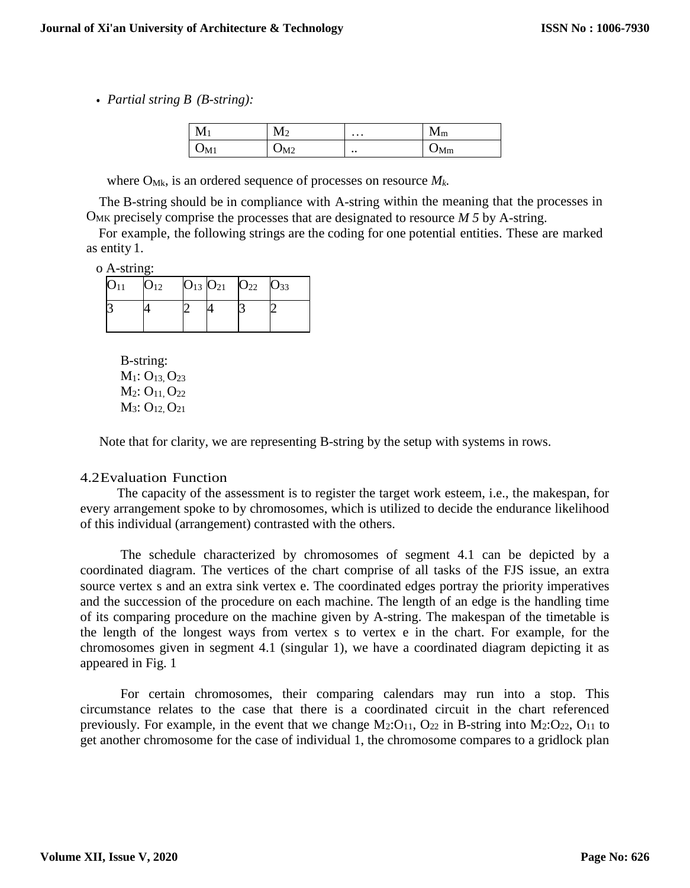- *Partial string B (B-string):*

| $M_1$ | $M_2$ | … | $M_m$ |
|---|---|---|---|
| $O_{M1}$ | $O_{M2}$ | .. | $O_{Mm}$ |

where $O_{Mk}$, is an ordered sequence of processes on resource $M_k$.

The B-string should be in compliance with A-string within the meaning that the processes in $O_{MK}$ precisely comprise the processes that are designated to resource *M 5* by A-string.

For example, the following strings are the coding for one potential entities. These are marked as entity 1.

o A-string:

| $O_{11}$ | $O_{12}$ | $O_{13}$ | $O_{21}$ | $O_{22}$ | $O_{33}$ |
|---|---|---|---|---|---|
| 3 | 4 | 2 | 4 | 3 | 2 |

B-string:
$M_1$: $O_{13}$, $O_{23}$
$M_2$: $O_{11}$, $O_{22}$
$M_3$: $O_{12}$, $O_{21}$

Note that for clarity, we are representing B-string by the setup with systems in rows.

## 4.2 Evaluation Function

The capacity of the assessment is to register the target work esteem, i.e., the makespan, for every arrangement spoke to by chromosomes, which is utilized to decide the endurance likelihood of this individual (arrangement) contrasted with the others.

The schedule characterized by chromosomes of segment 4.1 can be depicted by a coordinated diagram. The vertices of the chart comprise of all tasks of the FJS issue, an extra source vertex s and an extra sink vertex e. The coordinated edges portray the priority imperatives and the succession of the procedure on each machine. The length of an edge is the handling time of its comparing procedure on the machine given by A-string. The makespan of the timetable is the length of the longest ways from vertex s to vertex e in the chart. For example, for the chromosomes given in segment 4.1 (singular 1), we have a coordinated diagram depicting it as appeared in Fig. 1

For certain chromosomes, their comparing calendars may run into a stop. This circumstance relates to the case that there is a coordinated circuit in the chart referenced previously. For example, in the event that we change $M_2$:$O_{11}$, $O_{22}$ in B-string into $M_2$:$O_{22}$, $O_{11}$ to get another chromosome for the case of individual 1, the chromosome compares to a gridlock plan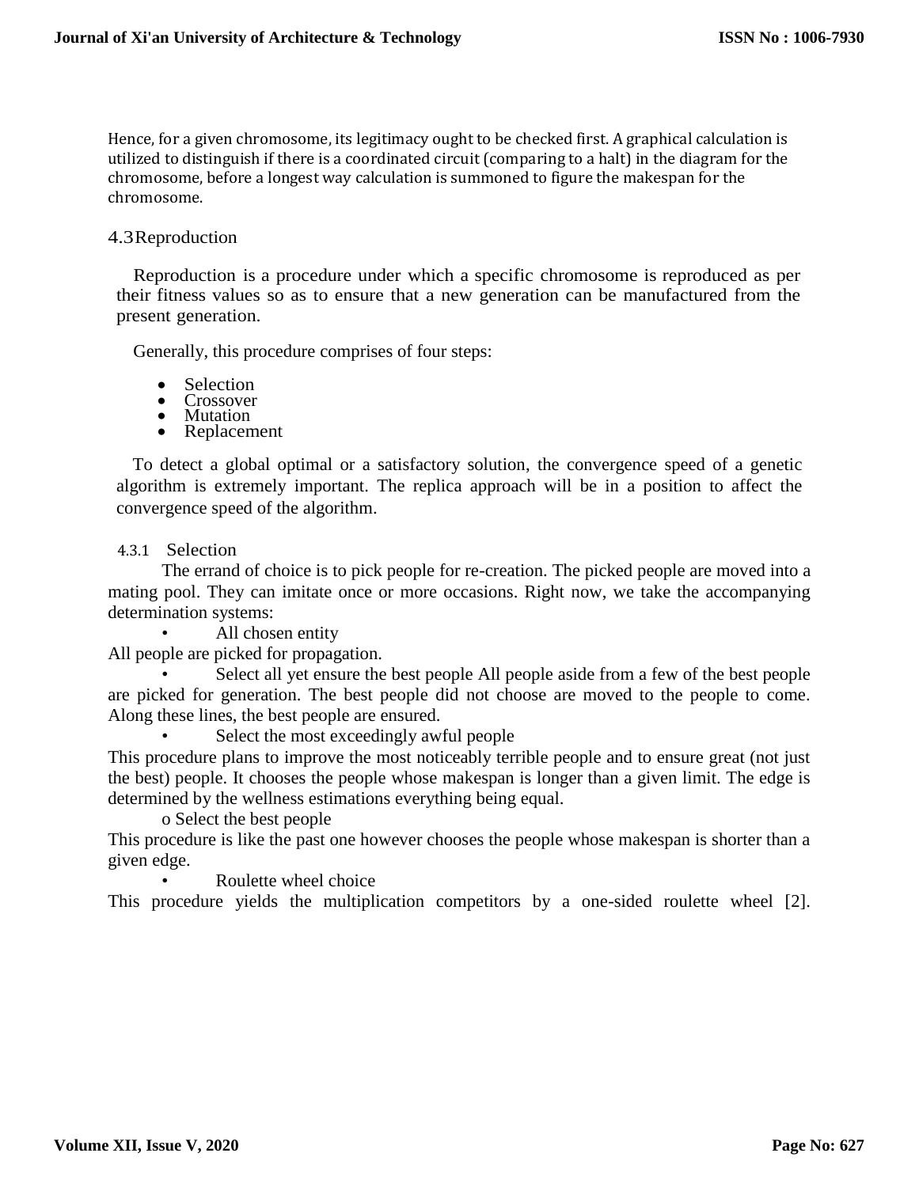Hence, for a given chromosome, its legitimacy ought to be checked first. A graphical calculation is utilized to distinguish if there is a coordinated circuit (comparing to a halt) in the diagram for the chromosome, before a longest way calculation is summoned to figure the makespan for the chromosome.

## 4.3 Reproduction

Reproduction is a procedure under which a specific chromosome is reproduced as per their fitness values so as to ensure that a new generation can be manufactured from the present generation.

Generally, this procedure comprises of four steps:

- Selection
- Crossover
- Mutation
- Replacement

To detect a global optimal or a satisfactory solution, the convergence speed of a genetic algorithm is extremely important. The replica approach will be in a position to affect the convergence speed of the algorithm.

### 4.3.1 Selection

The errand of choice is to pick people for re-creation. The picked people are moved into a mating pool. They can imitate once or more occasions. Right now, we take the accompanying determination systems:

- All chosen entity

All people are picked for propagation.

- Select all yet ensure the best people All people aside from a few of the best people are picked for generation. The best people did not choose are moved to the people to come. Along these lines, the best people are ensured.
- Select the most exceedingly awful people

This procedure plans to improve the most noticeably terrible people and to ensure great (not just the best) people. It chooses the people whose makespan is longer than a given limit. The edge is determined by the wellness estimations everything being equal.

o Select the best people

This procedure is like the past one however chooses the people whose makespan is shorter than a given edge.

- Roulette wheel choice

This procedure yields the multiplication competitors by a one-sided roulette wheel [2].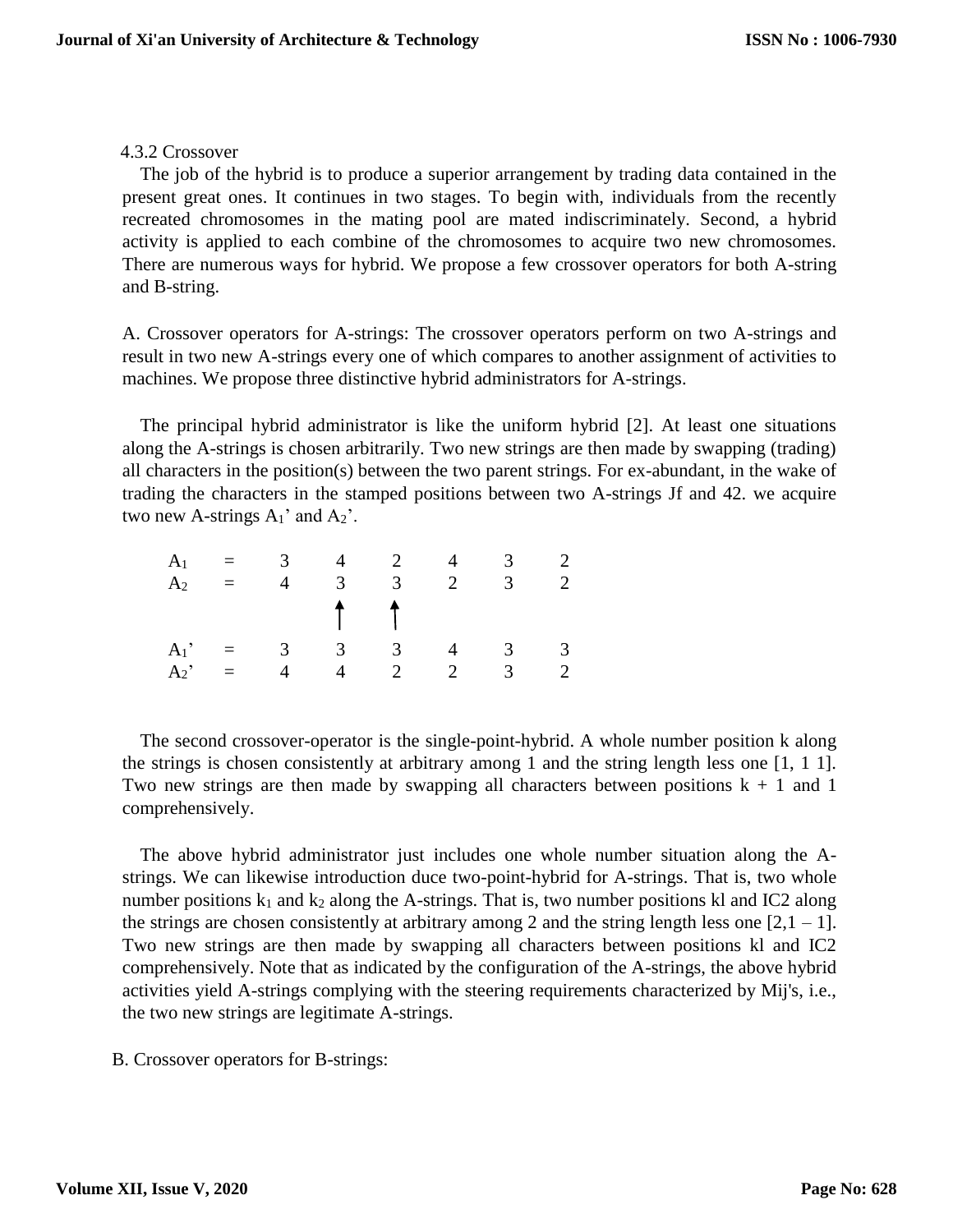4.3.2 Crossover

The job of the hybrid is to produce a superior arrangement by trading data contained in the present great ones. It continues in two stages. To begin with, individuals from the recently recreated chromosomes in the mating pool are mated indiscriminately. Second, a hybrid activity is applied to each combine of the chromosomes to acquire two new chromosomes. There are numerous ways for hybrid. We propose a few crossover operators for both A-string and B-string.

A. Crossover operators for A-strings: The crossover operators perform on two A-strings and result in two new A-strings every one of which compares to another assignment of activities to machines. We propose three distinctive hybrid administrators for A-strings.

The principal hybrid administrator is like the uniform hybrid [2]. At least one situations along the A-strings is chosen arbitrarily. Two new strings are then made by swapping (trading) all characters in the position(s) between the two parent strings. For ex-abundant, in the wake of trading the characters in the stamped positions between two A-strings Jf and 42. we acquire two new A-strings $A_1$' and $A_2$'.

|  |  |  |  |  |  |  |  |
|---|---|---|---|---|---|---|---|
| $A_1$ | = | 3 | 4 | 2 | 4 | 3 | 2 |
| $A_2$ | = | 4 | 3 | 3 | 2 | 3 | 2 |
|  |  |  | ↑ | ↑ |  |  |  |
| $A_1$' | = | 3 | 3 | 3 | 4 | 3 | 3 |
| $A_2$' | = | 4 | 4 | 2 | 2 | 3 | 2 |

The second crossover-operator is the single-point-hybrid. A whole number position k along the strings is chosen consistently at arbitrary among 1 and the string length less one [1, 1 1]. Two new strings are then made by swapping all characters between positions k + 1 and 1 comprehensively.

The above hybrid administrator just includes one whole number situation along the A-strings. We can likewise introduction duce two-point-hybrid for A-strings. That is, two whole number positions $k_1$ and $k_2$ along the A-strings. That is, two number positions kl and IC2 along the strings are chosen consistently at arbitrary among 2 and the string length less one [2,1 – 1]. Two new strings are then made by swapping all characters between positions kl and IC2 comprehensively. Note that as indicated by the configuration of the A-strings, the above hybrid activities yield A-strings complying with the steering requirements characterized by Mij's, i.e., the two new strings are legitimate A-strings.

B. Crossover operators for B-strings: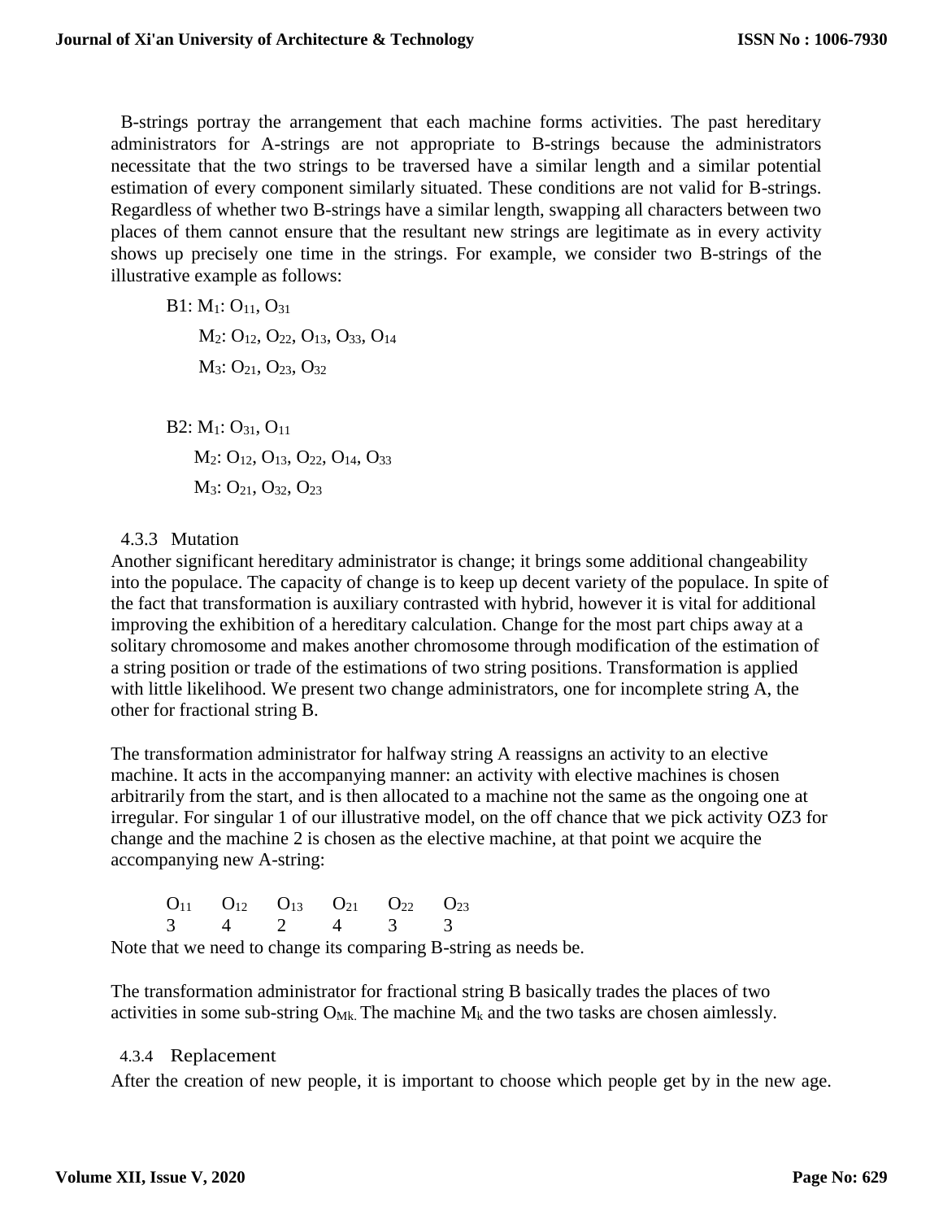B-strings portray the arrangement that each machine forms activities. The past hereditary administrators for A-strings are not appropriate to B-strings because the administrators necessitate that the two strings to be traversed have a similar length and a similar potential estimation of every component similarly situated. These conditions are not valid for B-strings. Regardless of whether two B-strings have a similar length, swapping all characters between two places of them cannot ensure that the resultant new strings are legitimate as in every activity shows up precisely one time in the strings. For example, we consider two B-strings of the illustrative example as follows:

B1: $M_1$: $O_{11}$, $O_{31}$
$M_2$: $O_{12}$, $O_{22}$, $O_{13}$, $O_{33}$, $O_{14}$
$M_3$: $O_{21}$, $O_{23}$, $O_{32}$

B2: $M_1$: $O_{31}$, $O_{11}$
$M_2$: $O_{12}$, $O_{13}$, $O_{22}$, $O_{14}$, $O_{33}$
$M_3$: $O_{21}$, $O_{32}$, $O_{23}$

### 4.3.3 Mutation

Another significant hereditary administrator is change; it brings some additional changeability into the populace. The capacity of change is to keep up decent variety of the populace. In spite of the fact that transformation is auxiliary contrasted with hybrid, however it is vital for additional improving the exhibition of a hereditary calculation. Change for the most part chips away at a solitary chromosome and makes another chromosome through modification of the estimation of a string position or trade of the estimations of two string positions. Transformation is applied with little likelihood. We present two change administrators, one for incomplete string A, the other for fractional string B.

The transformation administrator for halfway string A reassigns an activity to an elective machine. It acts in the accompanying manner: an activity with elective machines is chosen arbitrarily from the start, and is then allocated to a machine not the same as the ongoing one at irregular. For singular 1 of our illustrative model, on the off chance that we pick activity OZ3 for change and the machine 2 is chosen as the elective machine, at that point we acquire the accompanying new A-string:

| $O_{11}$ | $O_{12}$ | $O_{13}$ | $O_{21}$ | $O_{22}$ | $O_{23}$ |
|---|---|---|---|---|---|
| 3 | 4 | 2 | 4 | 3 | 3 |

Note that we need to change its comparing B-string as needs be.

The transformation administrator for fractional string B basically trades the places of two activities in some sub-string $O_{Mk.}$ The machine $M_k$ and the two tasks are chosen aimlessly.

### 4.3.4 Replacement

After the creation of new people, it is important to choose which people get by in the new age.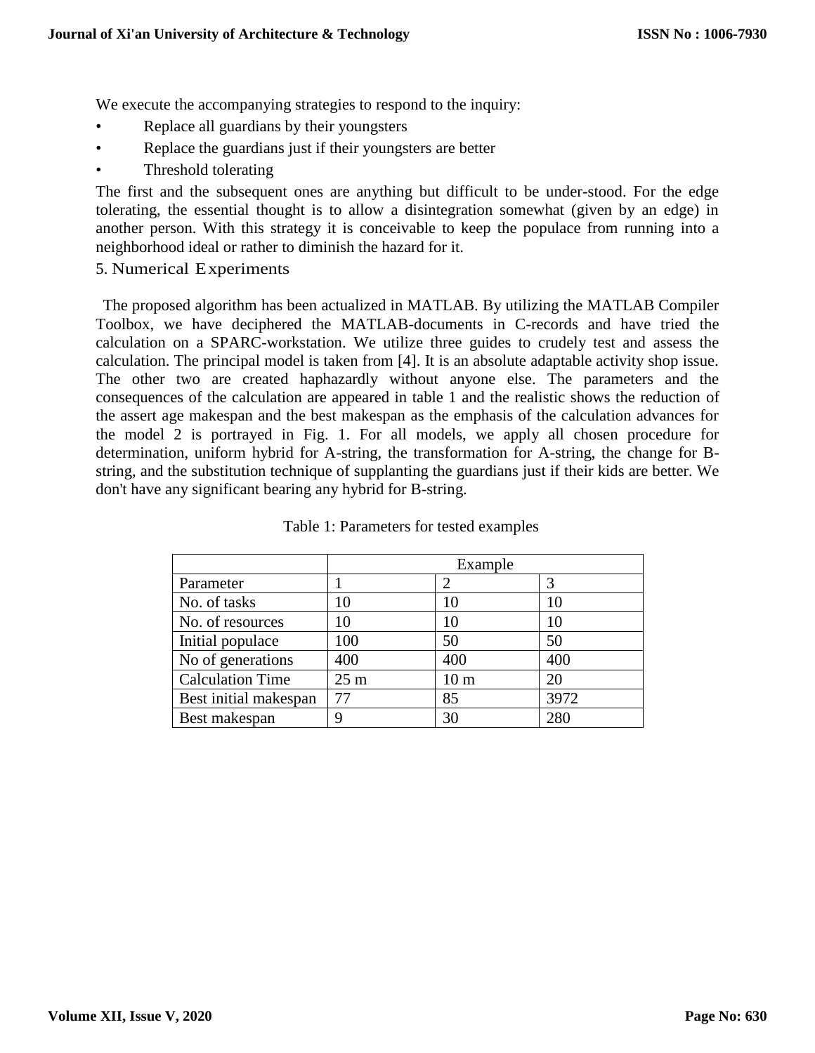We execute the accompanying strategies to respond to the inquiry:

- Replace all guardians by their youngsters
- Replace the guardians just if their youngsters are better
- Threshold tolerating

The first and the subsequent ones are anything but difficult to be under-stood. For the edge tolerating, the essential thought is to allow a disintegration somewhat (given by an edge) in another person. With this strategy it is conceivable to keep the populace from running into a neighborhood ideal or rather to diminish the hazard for it.

## 5. Numerical Experiments

The proposed algorithm has been actualized in MATLAB. By utilizing the MATLAB Compiler Toolbox, we have deciphered the MATLAB-documents in C-records and have tried the calculation on a SPARC-workstation. We utilize three guides to crudely test and assess the calculation. The principal model is taken from [4]. It is an absolute adaptable activity shop issue. The other two are created haphazardly without anyone else. The parameters and the consequences of the calculation are appeared in table 1 and the realistic shows the reduction of the assert age makespan and the best makespan as the emphasis of the calculation advances for the model 2 is portrayed in Fig. 1. For all models, we apply all chosen procedure for determination, uniform hybrid for A-string, the transformation for A-string, the change for B-string, and the substitution technique of supplanting the guardians just if their kids are better. We don't have any significant bearing any hybrid for B-string.

Table 1: Parameters for tested examples

| | Example | | |
|---|---|---|---|
| Parameter | 1 | 2 | 3 |
| No. of tasks | 10 | 10 | 10 |
| No. of resources | 10 | 10 | 10 |
| Initial populace | 100 | 50 | 50 |
| No of generations | 400 | 400 | 400 |
| Calculation Time | 25 m | 10 m | 20 |
| Best initial makespan | 77 | 85 | 3972 |
| Best makespan | 9 | 30 | 280 |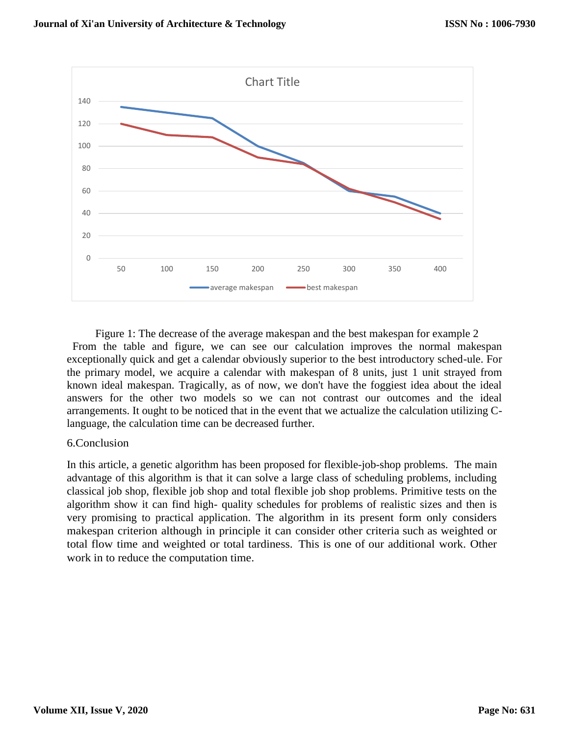Figure 1: The decrease of the average makespan and the best makespan for example 2

From the table and figure, we can see our calculation improves the normal makespan exceptionally quick and get a calendar obviously superior to the best introductory sched-ule. For the primary model, we acquire a calendar with makespan of 8 units, just 1 unit strayed from known ideal makespan. Tragically, as of now, we don't have the foggiest idea about the ideal answers for the other two models so we can not contrast our outcomes and the ideal arrangements. It ought to be noticed that in the event that we actualize the calculation utilizing C-language, the calculation time can be decreased further.

## 6.Conclusion

In this article, a genetic algorithm has been proposed for flexible-job-shop problems. The main advantage of this algorithm is that it can solve a large class of scheduling problems, including classical job shop, flexible job shop and total flexible job shop problems. Primitive tests on the algorithm show it can find high- quality schedules for problems of realistic sizes and then is very promising to practical application. The algorithm in its present form only considers makespan criterion although in principle it can consider other criteria such as weighted or total flow time and weighted or total tardiness. This is one of our additional work. Other work in to reduce the computation time.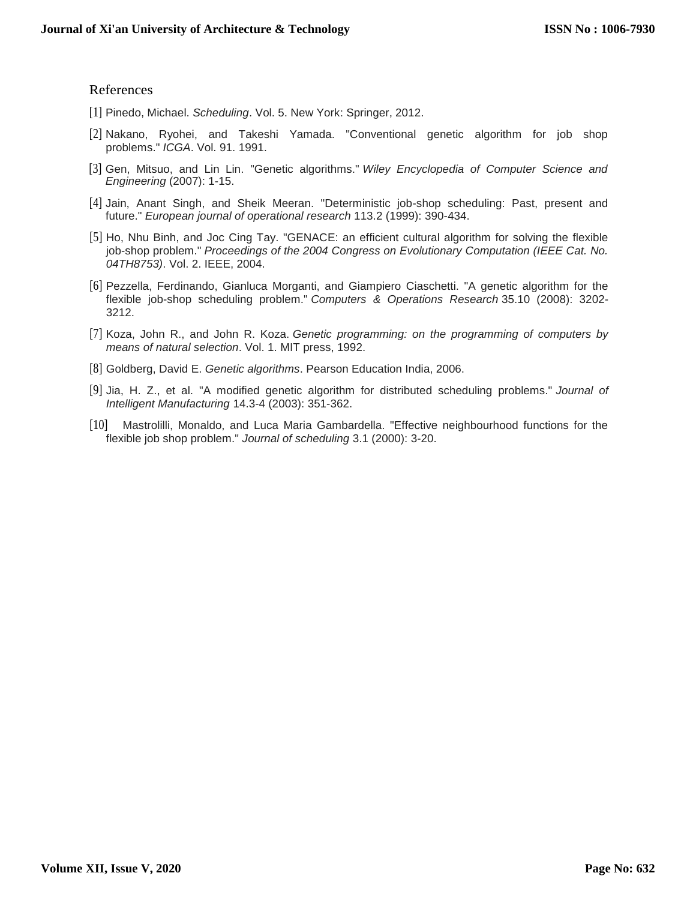## References

[1] Pinedo, Michael. *Scheduling*. Vol. 5. New York: Springer, 2012.

[2] Nakano, Ryohei, and Takeshi Yamada. "Conventional genetic algorithm for job shop problems." *ICGA*. Vol. 91. 1991.

[3] Gen, Mitsuo, and Lin Lin. "Genetic algorithms." *Wiley Encyclopedia of Computer Science and Engineering* (2007): 1-15.

[4] Jain, Anant Singh, and Sheik Meeran. "Deterministic job-shop scheduling: Past, present and future." *European journal of operational research* 113.2 (1999): 390-434.

[5] Ho, Nhu Binh, and Joc Cing Tay. "GENACE: an efficient cultural algorithm for solving the flexible job-shop problem." *Proceedings of the 2004 Congress on Evolutionary Computation (IEEE Cat. No. 04TH8753)*. Vol. 2. IEEE, 2004.

[6] Pezzella, Ferdinando, Gianluca Morganti, and Giampiero Ciaschetti. "A genetic algorithm for the flexible job-shop scheduling problem." *Computers & Operations Research* 35.10 (2008): 3202-3212.

[7] Koza, John R., and John R. Koza. *Genetic programming: on the programming of computers by means of natural selection*. Vol. 1. MIT press, 1992.

[8] Goldberg, David E. *Genetic algorithms*. Pearson Education India, 2006.

[9] Jia, H. Z., et al. "A modified genetic algorithm for distributed scheduling problems." *Journal of Intelligent Manufacturing* 14.3-4 (2003): 351-362.

[10] Mastrolilli, Monaldo, and Luca Maria Gambardella. "Effective neighbourhood functions for the flexible job shop problem." *Journal of scheduling* 3.1 (2000): 3-20.